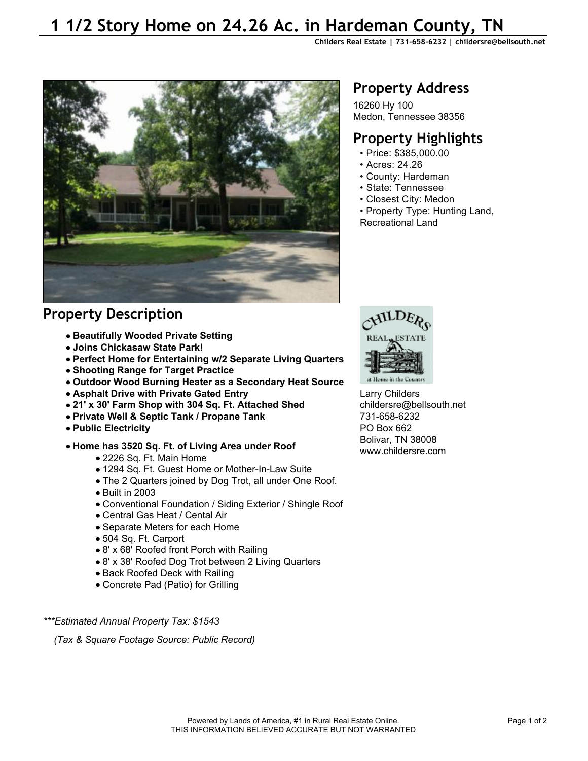# 1 1/2 Story Home on 24.26 Ac. in Hardeman County, TN

**Childers Real Estate | 731-658-6232 | childersre@bellsouth.net**

## Property Address

16260 Hy 100
Medon, Tennessee 38356

## Property Highlights

- Price: $385,000.00
- Acres: 24.26
- County: Hardeman
- State: Tennessee
- Closest City: Medon
- Property Type: Hunting Land, Recreational Land

## Property Description

- **Beautifully Wooded Private Setting**
- **Joins Chickasaw State Park!**
- **Perfect Home for Entertaining w/2 Separate Living Quarters**
- **Shooting Range for Target Practice**
- **Outdoor Wood Burning Heater as a Secondary Heat Source**
- **Asphalt Drive with Private Gated Entry**
- **21' x 30' Farm Shop with 304 Sq. Ft. Attached Shed**
- **Private Well & Septic Tank / Propane Tank**
- **Public Electricity**

- **Home has 3520 Sq. Ft. of Living Area under Roof**
  - 2226 Sq. Ft. Main Home
  - 1294 Sq. Ft. Guest Home or Mother-In-Law Suite
  - The 2 Quarters joined by Dog Trot, all under One Roof.
  - Built in 2003
  - Conventional Foundation / Siding Exterior / Shingle Roof
  - Central Gas Heat / Cental Air
  - Separate Meters for each Home
  - 504 Sq. Ft. Carport
  - 8' x 68' Roofed front Porch with Railing
  - 8' x 38' Roofed Dog Trot between 2 Living Quarters
  - Back Roofed Deck with Railing
  - Concrete Pad (Patio) for Grilling

*\*\*\*Estimated Annual Property Tax: $1543*

*(Tax & Square Footage Source: Public Record)*

Larry Childers
childersre@bellsouth.net
731-658-6232
PO Box 662
Bolivar, TN 38008
www.childersre.com

Powered by Lands of America, #1 in Rural Real Estate Online.
THIS INFORMATION BELIEVED ACCURATE BUT NOT WARRANTED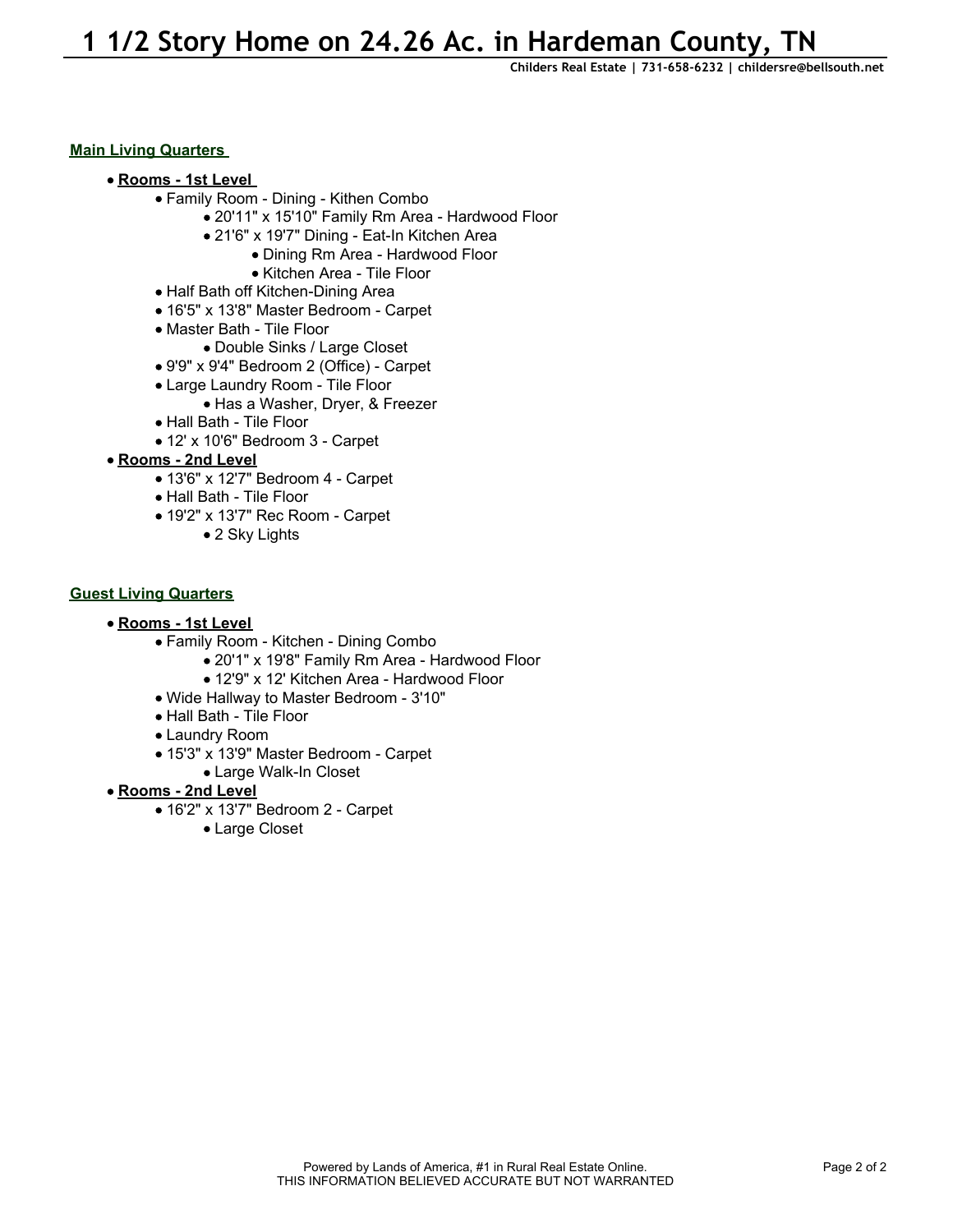# 1 1/2 Story Home on 24.26 Ac. in Hardeman County, TN

**Childers Real Estate | 731-658-6232 | childersre@bellsouth.net**

**Main Living Quarters**

- **Rooms - 1st Level**
  - Family Room - Dining - Kithen Combo
    - 20'11" x 15'10" Family Rm Area - Hardwood Floor
    - 21'6" x 19'7" Dining - Eat-In Kitchen Area
      - Dining Rm Area - Hardwood Floor
      - Kitchen Area - Tile Floor
  - Half Bath off Kitchen-Dining Area
  - 16'5" x 13'8" Master Bedroom - Carpet
  - Master Bath - Tile Floor
    - Double Sinks / Large Closet
  - 9'9" x 9'4" Bedroom 2 (Office) - Carpet
  - Large Laundry Room - Tile Floor
    - Has a Washer, Dryer, & Freezer
  - Hall Bath - Tile Floor
  - 12' x 10'6" Bedroom 3 - Carpet
- **Rooms - 2nd Level**
  - 13'6" x 12'7" Bedroom 4 - Carpet
  - Hall Bath - Tile Floor
  - 19'2" x 13'7" Rec Room - Carpet
    - 2 Sky Lights

**Guest Living Quarters**

- **Rooms - 1st Level**
  - Family Room - Kitchen - Dining Combo
    - 20'1" x 19'8" Family Rm Area - Hardwood Floor
    - 12'9" x 12' Kitchen Area - Hardwood Floor
  - Wide Hallway to Master Bedroom - 3'10"
  - Hall Bath - Tile Floor
  - Laundry Room
  - 15'3" x 13'9" Master Bedroom - Carpet
    - Large Walk-In Closet
- **Rooms - 2nd Level**
  - 16'2" x 13'7" Bedroom 2 - Carpet
    - Large Closet

Powered by Lands of America, #1 in Rural Real Estate Online.
THIS INFORMATION BELIEVED ACCURATE BUT NOT WARRANTED